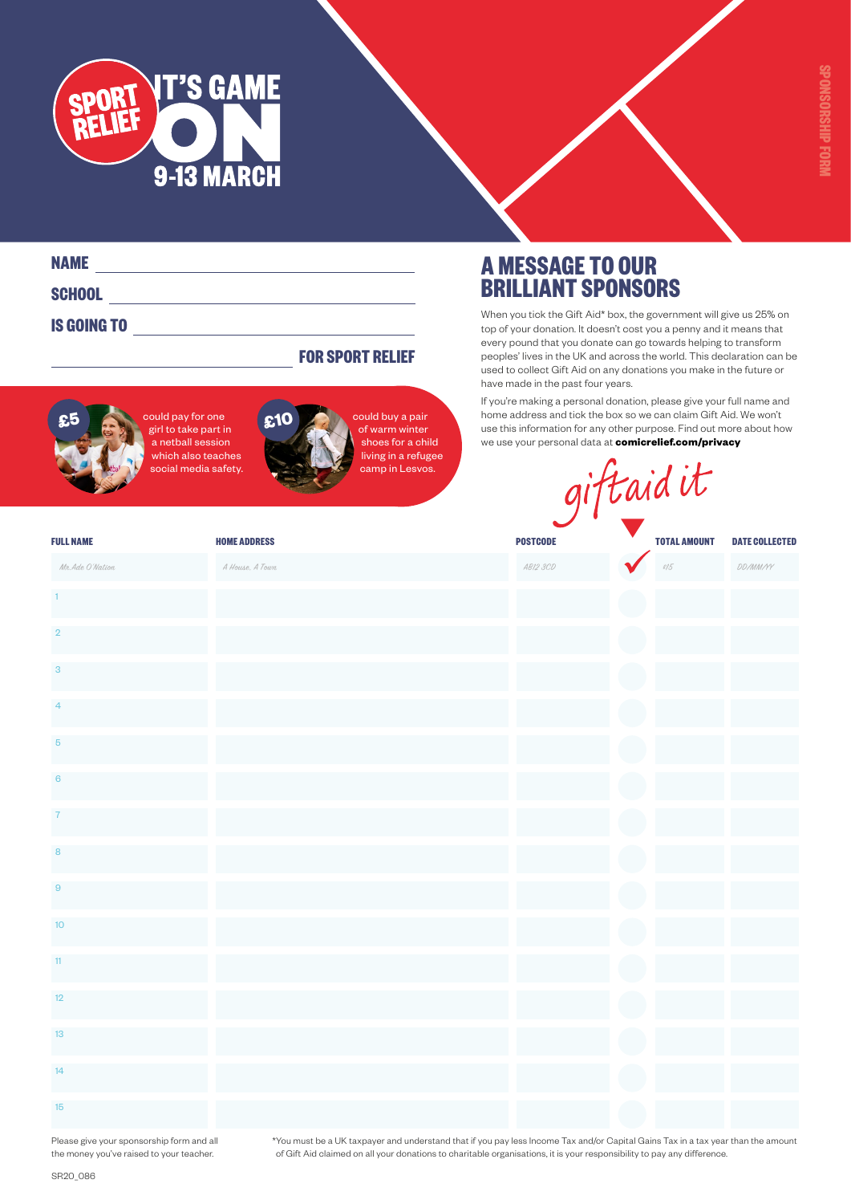SPORT RELIEF

# IT'S GAME ON

## 9-13 MARCH

SPONSORSHIP FORM

**NAME** ____________________

**SCHOOL** ____________________

**IS GOING TO** ____________________

____________________ **FOR SPORT RELIEF**

**£5** could pay for one girl to take part in a netball session which also teaches social media safety.

**£10** could buy a pair of warm winter shoes for a child living in a refugee camp in Lesvos.

## A MESSAGE TO OUR BRILLIANT SPONSORS

When you tick the Gift Aid* box, the government will give us 25% on top of your donation. It doesn't cost you a penny and it means that every pound that you donate can go towards helping to transform peoples' lives in the UK and across the world. This declaration can be used to collect Gift Aid on any donations you make in the future or have made in the past four years.

If you're making a personal donation, please give your full name and home address and tick the box so we can claim Gift Aid. We won't use this information for any other purpose. Find out more about how we use your personal data at **comicrelief.com/privacy**

*giftaid it*

| FULL NAME | HOME ADDRESS | POSTCODE | GIFT AID | TOTAL AMOUNT | DATE COLLECTED |
|---|---|---|---|---|---|
| Mr. Ade O'Nation | A House, A Town | AB12 3CD | ✔ | £15 | DD/MM/YY |
| 1 | | | | | |
| 2 | | | | | |
| 3 | | | | | |
| 4 | | | | | |
| 5 | | | | | |
| 6 | | | | | |
| 7 | | | | | |
| 8 | | | | | |
| 9 | | | | | |
| 10 | | | | | |
| 11 | | | | | |
| 12 | | | | | |
| 13 | | | | | |
| 14 | | | | | |
| 15 | | | | | |

Please give your sponsorship form and all the money you've raised to your teacher.

*You must be a UK taxpayer and understand that if you pay less Income Tax and/or Capital Gains Tax in a tax year than the amount of Gift Aid claimed on all your donations to charitable organisations, it is your responsibility to pay any difference.

SR20_086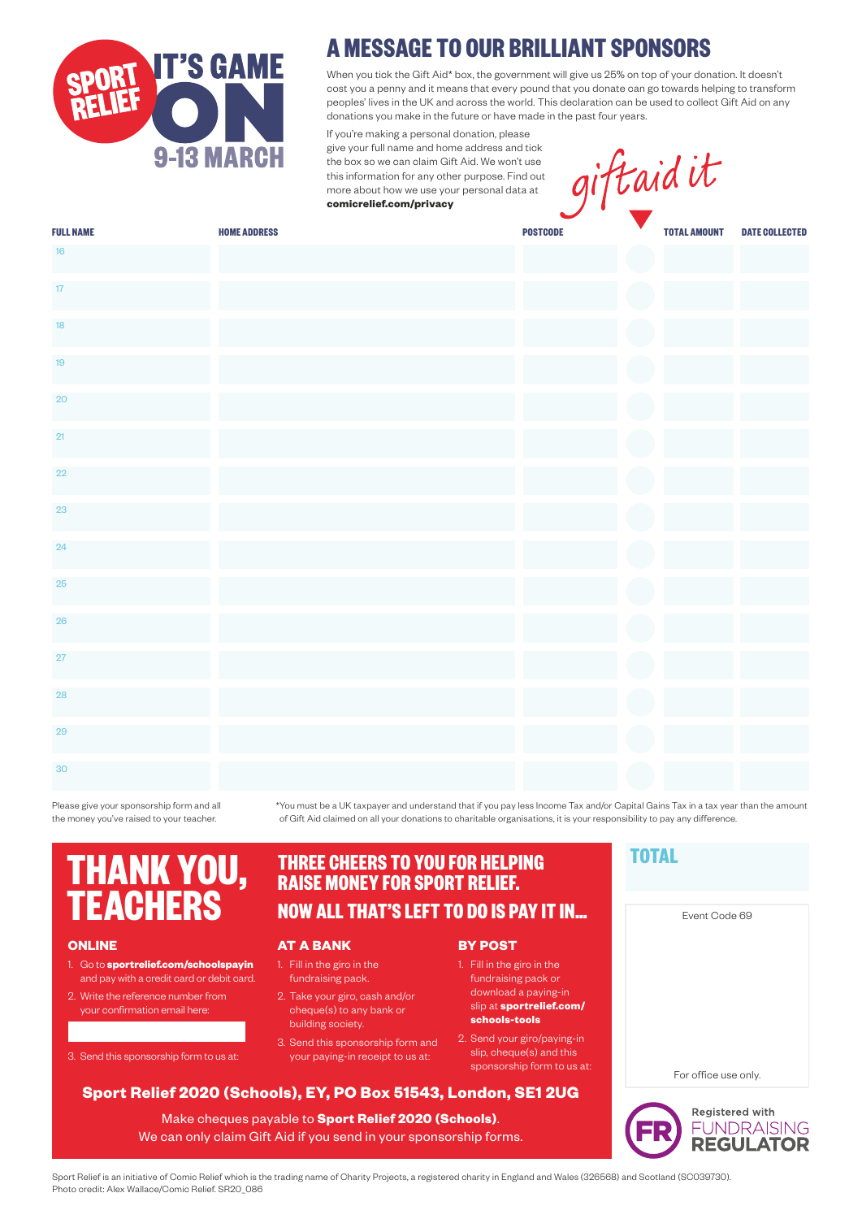SPORT RELIEF

IT'S GAME ON

9-13 MARCH

# A MESSAGE TO OUR BRILLIANT SPONSORS

When you tick the Gift Aid* box, the government will give us 25% on top of your donation. It doesn't cost you a penny and it means that every pound that you donate can go towards helping to transform peoples' lives in the UK and across the world. This declaration can be used to collect Gift Aid on any donations you make in the future or have made in the past four years.

If you're making a personal donation, please give your full name and home address and tick the box so we can claim Gift Aid. We won't use this information for any other purpose. Find out more about how we use your personal data at **comicrelief.com/privacy**

giftaid it

| FULL NAME | HOME ADDRESS | POSTCODE | | TOTAL AMOUNT | DATE COLLECTED |
|---|---|---|---|---|---|
| 16 | | | | | |
| 17 | | | | | |
| 18 | | | | | |
| 19 | | | | | |
| 20 | | | | | |
| 21 | | | | | |
| 22 | | | | | |
| 23 | | | | | |
| 24 | | | | | |
| 25 | | | | | |
| 26 | | | | | |
| 27 | | | | | |
| 28 | | | | | |
| 29 | | | | | |
| 30 | | | | | |

Please give your sponsorship form and all the money you've raised to your teacher.

*You must be a UK taxpayer and understand that if you pay less Income Tax and/or Capital Gains Tax in a tax year than the amount of Gift Aid claimed on all your donations to charitable organisations, it is your responsibility to pay any difference.

# THANK YOU, TEACHERS

## THREE CHEERS TO YOU FOR HELPING RAISE MONEY FOR SPORT RELIEF.

## NOW ALL THAT'S LEFT TO DO IS PAY IT IN...

### ONLINE

1. Go to **sportrelief.com/schoolspayin** and pay with a credit card or debit card.
2. Write the reference number from your confirmation email here:
3. Send this sponsorship form to us at:

### AT A BANK

1. Fill in the giro in the fundraising pack.
2. Take your giro, cash and/or cheque(s) to any bank or building society.
3. Send this sponsorship form and your paying-in receipt to us at:

### BY POST

1. Fill in the giro in the fundraising pack or download a paying-in slip at **sportrelief.com/schools-tools**
2. Send your giro/paying-in slip, cheque(s) and this sponsorship form to us at:

**Sport Relief 2020 (Schools), EY, PO Box 51543, London, SE1 2UG**

Make cheques payable to **Sport Relief 2020 (Schools)**.
We can only claim Gift Aid if you send in your sponsorship forms.

## TOTAL

Event Code 69

For office use only.

Registered with FUNDRAISING REGULATOR

Sport Relief is an initiative of Comic Relief which is the trading name of Charity Projects, a registered charity in England and Wales (326568) and Scotland (SC039730).
Photo credit: Alex Wallace/Comic Relief. SR20_086